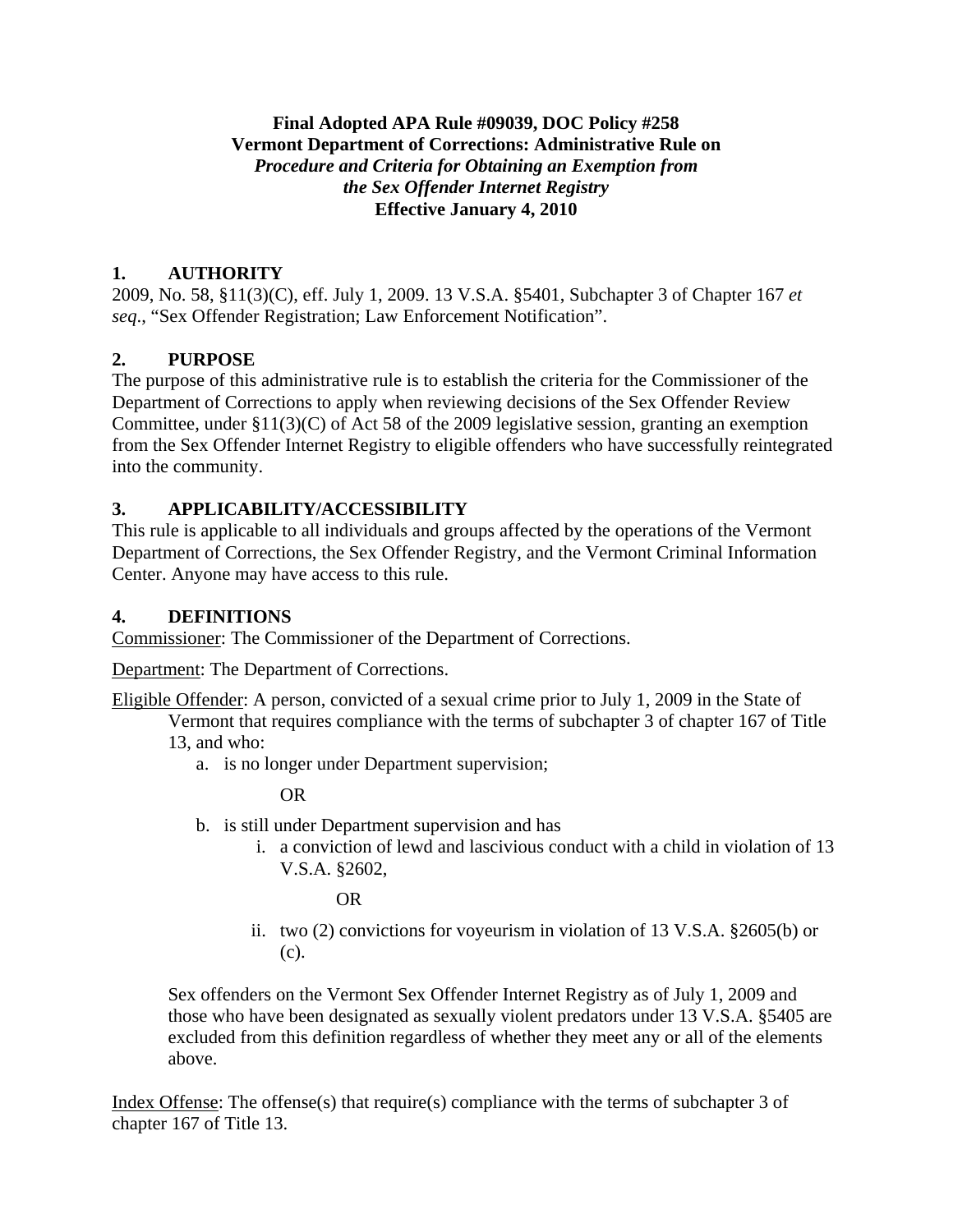**Final Adopted APA Rule #09039, DOC Policy #258**
**Vermont Department of Corrections: Administrative Rule on**
***Procedure and Criteria for Obtaining an Exemption from the Sex Offender Internet Registry***
**Effective January 4, 2010**

## 1. AUTHORITY

2009, No. 58, §11(3)(C), eff. July 1, 2009. 13 V.S.A. §5401, Subchapter 3 of Chapter 167 *et seq*., "Sex Offender Registration; Law Enforcement Notification".

## 2. PURPOSE

The purpose of this administrative rule is to establish the criteria for the Commissioner of the Department of Corrections to apply when reviewing decisions of the Sex Offender Review Committee, under §11(3)(C) of Act 58 of the 2009 legislative session, granting an exemption from the Sex Offender Internet Registry to eligible offenders who have successfully reintegrated into the community.

## 3. APPLICABILITY/ACCESSIBILITY

This rule is applicable to all individuals and groups affected by the operations of the Vermont Department of Corrections, the Sex Offender Registry, and the Vermont Criminal Information Center. Anyone may have access to this rule.

## 4. DEFINITIONS

Commissioner: The Commissioner of the Department of Corrections.

Department: The Department of Corrections.

Eligible Offender: A person, convicted of a sexual crime prior to July 1, 2009 in the State of Vermont that requires compliance with the terms of subchapter 3 of chapter 167 of Title 13, and who:

a. is no longer under Department supervision;

   OR

b. is still under Department supervision and has
   i. a conviction of lewd and lascivious conduct with a child in violation of 13 V.S.A. §2602,

      OR

   ii. two (2) convictions for voyeurism in violation of 13 V.S.A. §2605(b) or (c).

Sex offenders on the Vermont Sex Offender Internet Registry as of July 1, 2009 and those who have been designated as sexually violent predators under 13 V.S.A. §5405 are excluded from this definition regardless of whether they meet any or all of the elements above.

Index Offense: The offense(s) that require(s) compliance with the terms of subchapter 3 of chapter 167 of Title 13.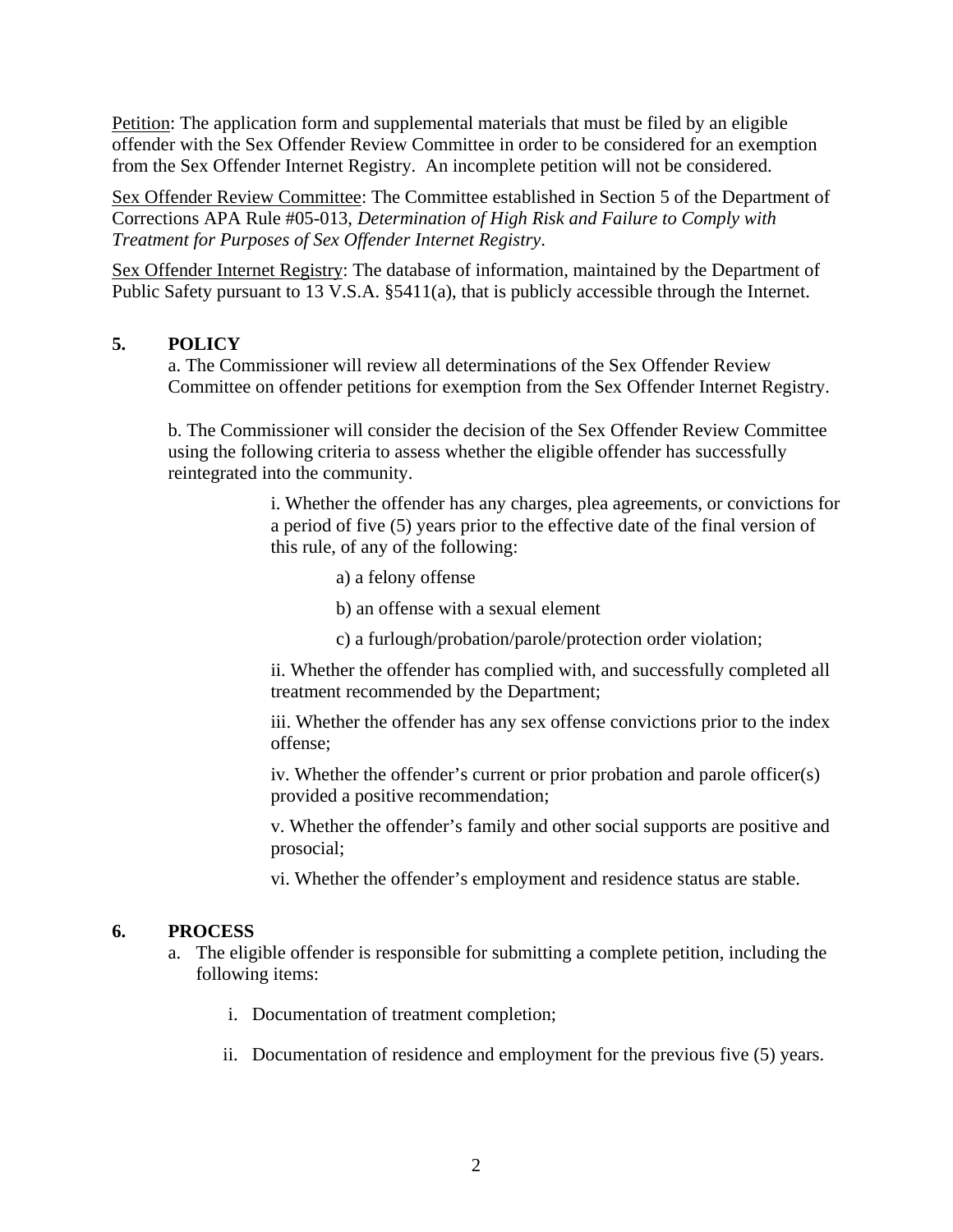Petition: The application form and supplemental materials that must be filed by an eligible offender with the Sex Offender Review Committee in order to be considered for an exemption from the Sex Offender Internet Registry. An incomplete petition will not be considered.

Sex Offender Review Committee: The Committee established in Section 5 of the Department of Corrections APA Rule #05-013, *Determination of High Risk and Failure to Comply with Treatment for Purposes of Sex Offender Internet Registry*.

Sex Offender Internet Registry: The database of information, maintained by the Department of Public Safety pursuant to 13 V.S.A. §5411(a), that is publicly accessible through the Internet.

## 5. POLICY

a. The Commissioner will review all determinations of the Sex Offender Review Committee on offender petitions for exemption from the Sex Offender Internet Registry.

b. The Commissioner will consider the decision of the Sex Offender Review Committee using the following criteria to assess whether the eligible offender has successfully reintegrated into the community.

i. Whether the offender has any charges, plea agreements, or convictions for a period of five (5) years prior to the effective date of the final version of this rule, of any of the following:

a) a felony offense

b) an offense with a sexual element

c) a furlough/probation/parole/protection order violation;

ii. Whether the offender has complied with, and successfully completed all treatment recommended by the Department;

iii. Whether the offender has any sex offense convictions prior to the index offense;

iv. Whether the offender's current or prior probation and parole officer(s) provided a positive recommendation;

v. Whether the offender's family and other social supports are positive and prosocial;

vi. Whether the offender's employment and residence status are stable.

## 6. PROCESS

a. The eligible offender is responsible for submitting a complete petition, including the following items:

   i. Documentation of treatment completion;

   ii. Documentation of residence and employment for the previous five (5) years.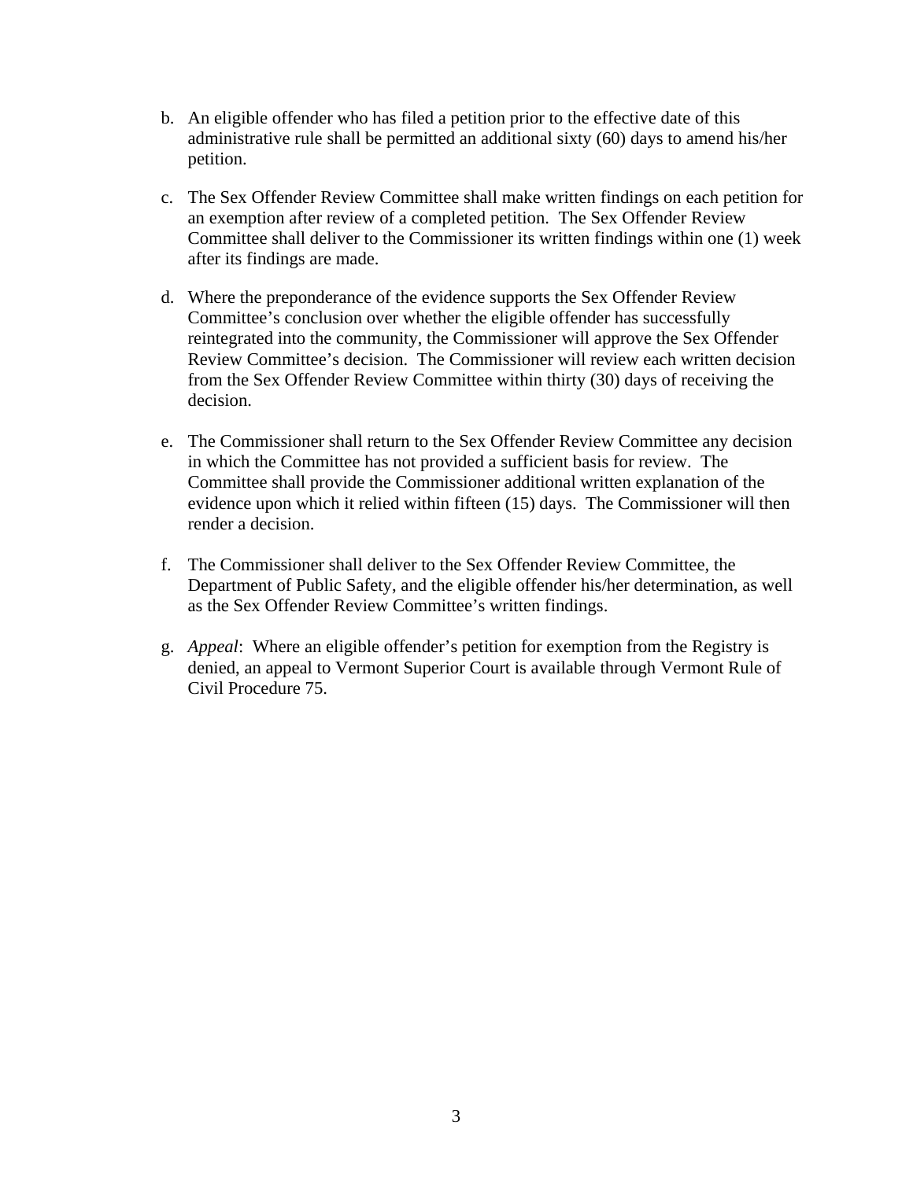b. An eligible offender who has filed a petition prior to the effective date of this administrative rule shall be permitted an additional sixty (60) days to amend his/her petition.

c. The Sex Offender Review Committee shall make written findings on each petition for an exemption after review of a completed petition. The Sex Offender Review Committee shall deliver to the Commissioner its written findings within one (1) week after its findings are made.

d. Where the preponderance of the evidence supports the Sex Offender Review Committee's conclusion over whether the eligible offender has successfully reintegrated into the community, the Commissioner will approve the Sex Offender Review Committee's decision. The Commissioner will review each written decision from the Sex Offender Review Committee within thirty (30) days of receiving the decision.

e. The Commissioner shall return to the Sex Offender Review Committee any decision in which the Committee has not provided a sufficient basis for review. The Committee shall provide the Commissioner additional written explanation of the evidence upon which it relied within fifteen (15) days. The Commissioner will then render a decision.

f. The Commissioner shall deliver to the Sex Offender Review Committee, the Department of Public Safety, and the eligible offender his/her determination, as well as the Sex Offender Review Committee's written findings.

g. *Appeal*: Where an eligible offender's petition for exemption from the Registry is denied, an appeal to Vermont Superior Court is available through Vermont Rule of Civil Procedure 75.